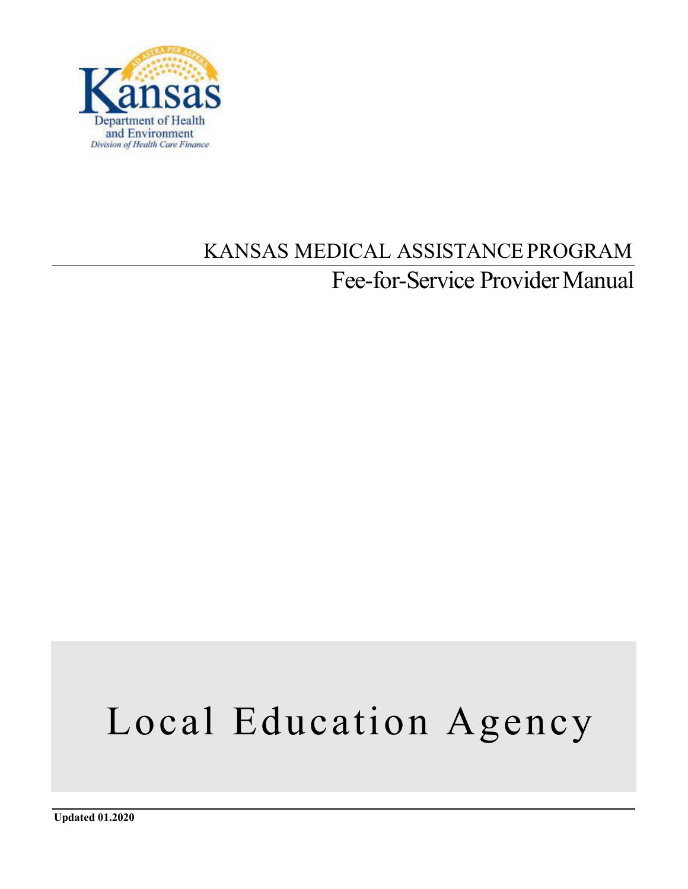Kansas
Department of Health and Environment
*Division of Health Care Finance*

KANSAS MEDICAL ASSISTANCE PROGRAM

Fee-for-Service Provider Manual

# Local Education Agency

**Updated 01.2020**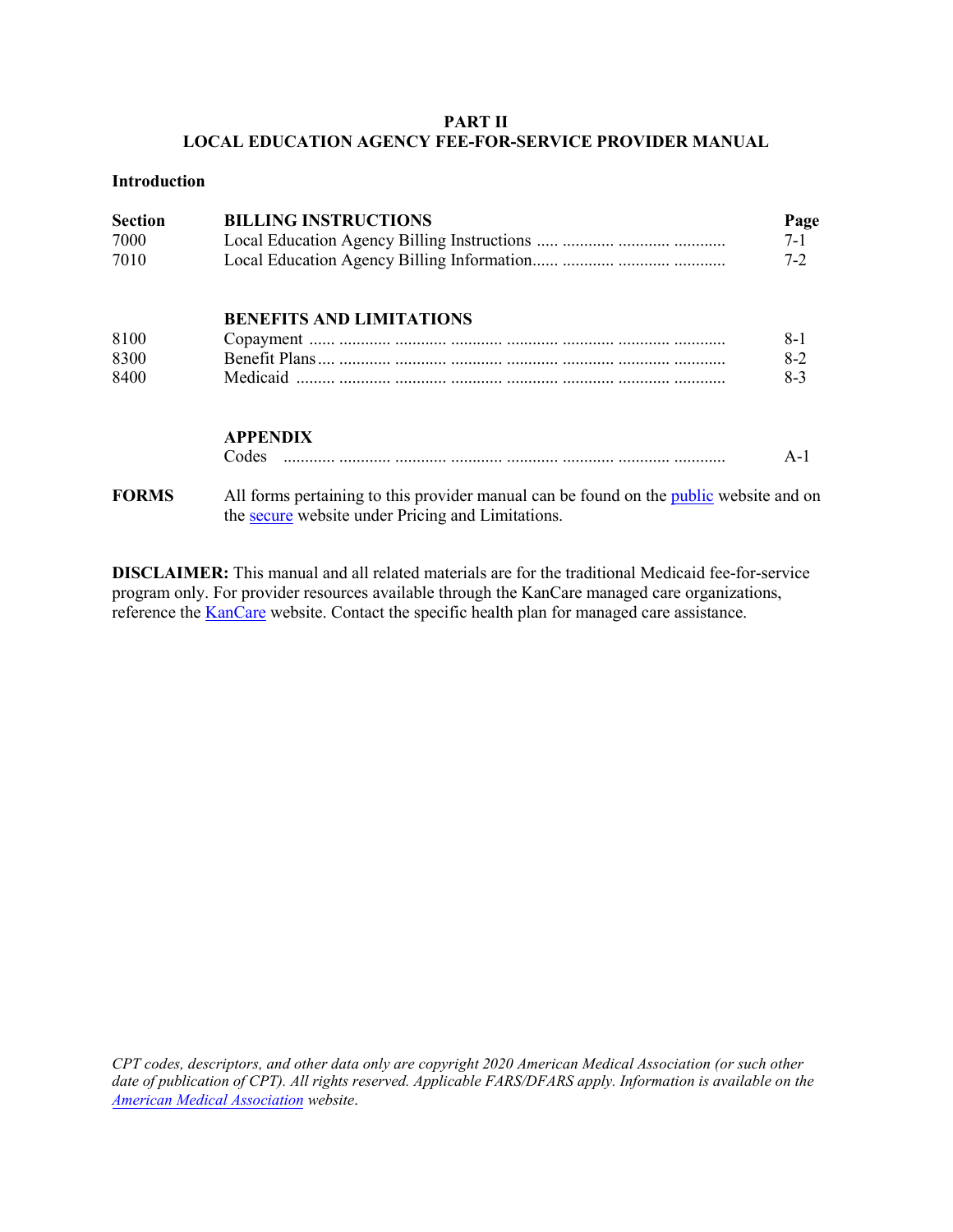# PART II
# LOCAL EDUCATION AGENCY FEE-FOR-SERVICE PROVIDER MANUAL

**Introduction**

| **Section** | **BILLING INSTRUCTIONS** | **Page** |
|---|---|---|
| 7000 | Local Education Agency Billing Instructions | 7-1 |
| 7010 | Local Education Agency Billing Information | 7-2 |
| | | |
| | **BENEFITS AND LIMITATIONS** | |
| 8100 | Copayment | 8-1 |
| 8300 | Benefit Plans | 8-2 |
| 8400 | Medicaid | 8-3 |
| | | |
| | **APPENDIX** | |
| | Codes | A-1 |

**FORMS** All forms pertaining to this provider manual can be found on the public website and on the secure website under Pricing and Limitations.

**DISCLAIMER:** This manual and all related materials are for the traditional Medicaid fee-for-service program only. For provider resources available through the KanCare managed care organizations, reference the KanCare website. Contact the specific health plan for managed care assistance.

*CPT codes, descriptors, and other data only are copyright 2020 American Medical Association (or such other date of publication of CPT). All rights reserved. Applicable FARS/DFARS apply. Information is available on the American Medical Association website.*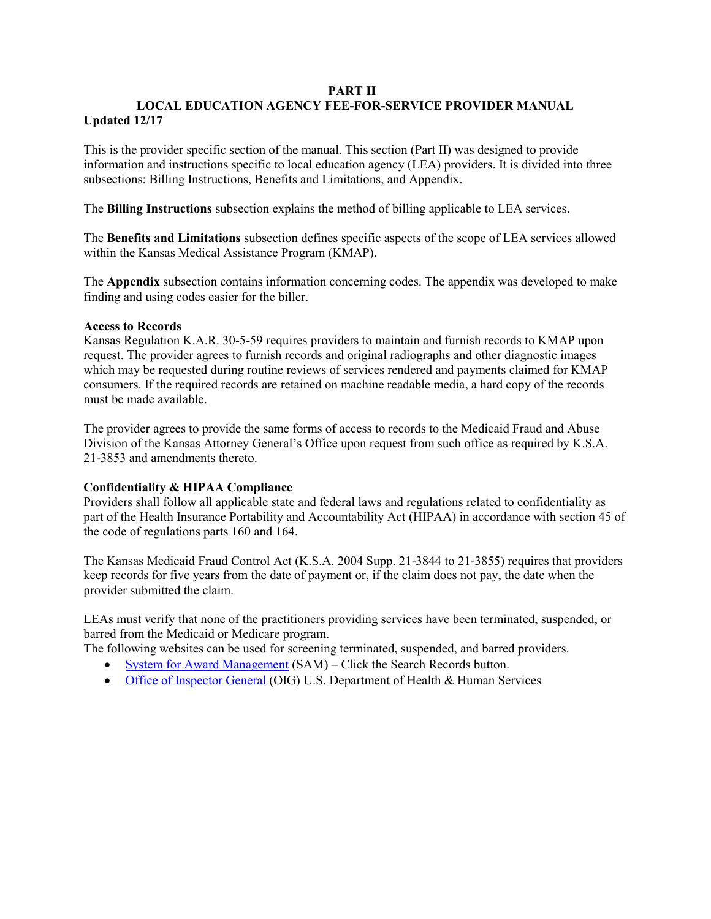# PART II
## LOCAL EDUCATION AGENCY FEE-FOR-SERVICE PROVIDER MANUAL

**Updated 12/17**

This is the provider specific section of the manual. This section (Part II) was designed to provide information and instructions specific to local education agency (LEA) providers. It is divided into three subsections: Billing Instructions, Benefits and Limitations, and Appendix.

The **Billing Instructions** subsection explains the method of billing applicable to LEA services.

The **Benefits and Limitations** subsection defines specific aspects of the scope of LEA services allowed within the Kansas Medical Assistance Program (KMAP).

The **Appendix** subsection contains information concerning codes. The appendix was developed to make finding and using codes easier for the biller.

**Access to Records**
Kansas Regulation K.A.R. 30-5-59 requires providers to maintain and furnish records to KMAP upon request. The provider agrees to furnish records and original radiographs and other diagnostic images which may be requested during routine reviews of services rendered and payments claimed for KMAP consumers. If the required records are retained on machine readable media, a hard copy of the records must be made available.

The provider agrees to provide the same forms of access to records to the Medicaid Fraud and Abuse Division of the Kansas Attorney General's Office upon request from such office as required by K.S.A. 21-3853 and amendments thereto.

**Confidentiality & HIPAA Compliance**
Providers shall follow all applicable state and federal laws and regulations related to confidentiality as part of the Health Insurance Portability and Accountability Act (HIPAA) in accordance with section 45 of the code of regulations parts 160 and 164.

The Kansas Medicaid Fraud Control Act (K.S.A. 2004 Supp. 21-3844 to 21-3855) requires that providers keep records for five years from the date of payment or, if the claim does not pay, the date when the provider submitted the claim.

LEAs must verify that none of the practitioners providing services have been terminated, suspended, or barred from the Medicaid or Medicare program.
The following websites can be used for screening terminated, suspended, and barred providers.

- System for Award Management (SAM) – Click the Search Records button.
- Office of Inspector General (OIG) U.S. Department of Health & Human Services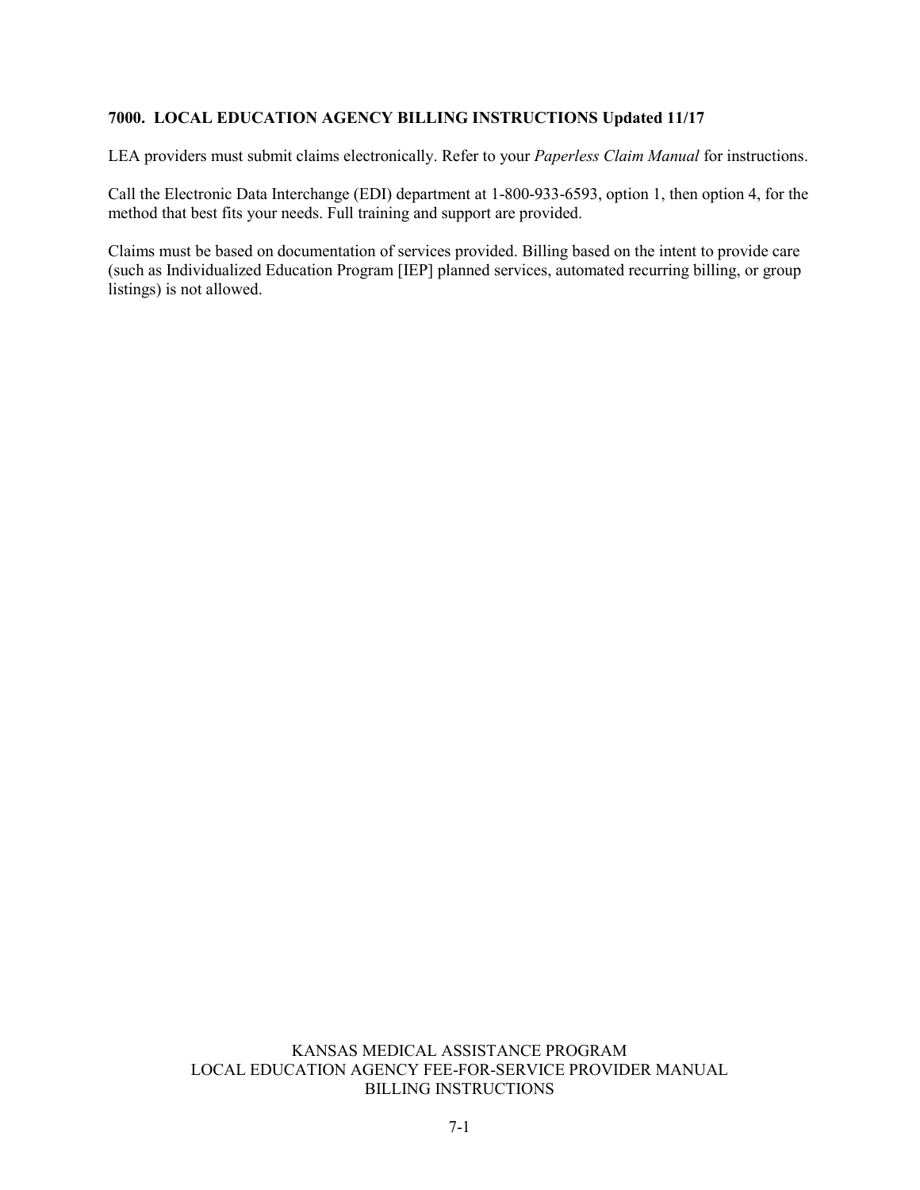## 7000. LOCAL EDUCATION AGENCY BILLING INSTRUCTIONS Updated 11/17

LEA providers must submit claims electronically. Refer to your *Paperless Claim Manual* for instructions.

Call the Electronic Data Interchange (EDI) department at 1-800-933-6593, option 1, then option 4, for the method that best fits your needs. Full training and support are provided.

Claims must be based on documentation of services provided. Billing based on the intent to provide care (such as Individualized Education Program [IEP] planned services, automated recurring billing, or group listings) is not allowed.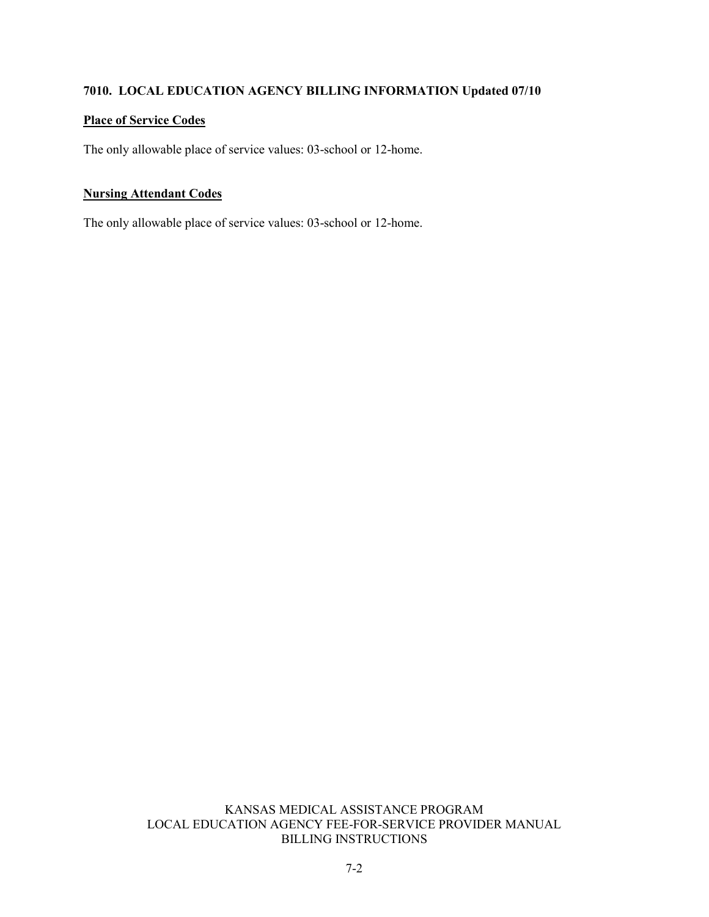## 7010. LOCAL EDUCATION AGENCY BILLING INFORMATION Updated 07/10

**Place of Service Codes**

The only allowable place of service values: 03-school or 12-home.

**Nursing Attendant Codes**

The only allowable place of service values: 03-school or 12-home.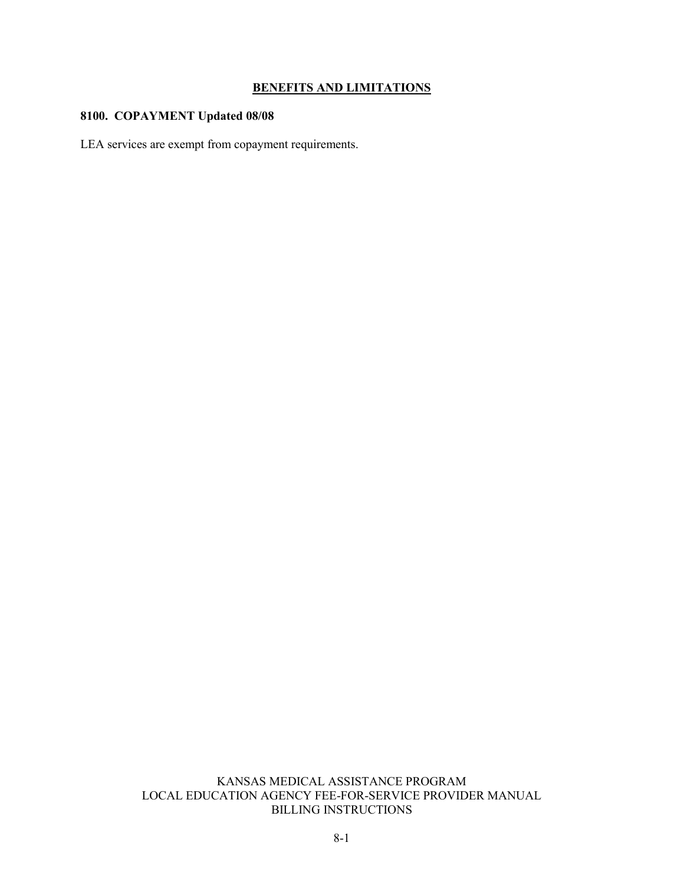## BENEFITS AND LIMITATIONS

### 8100. COPAYMENT Updated 08/08

LEA services are exempt from copayment requirements.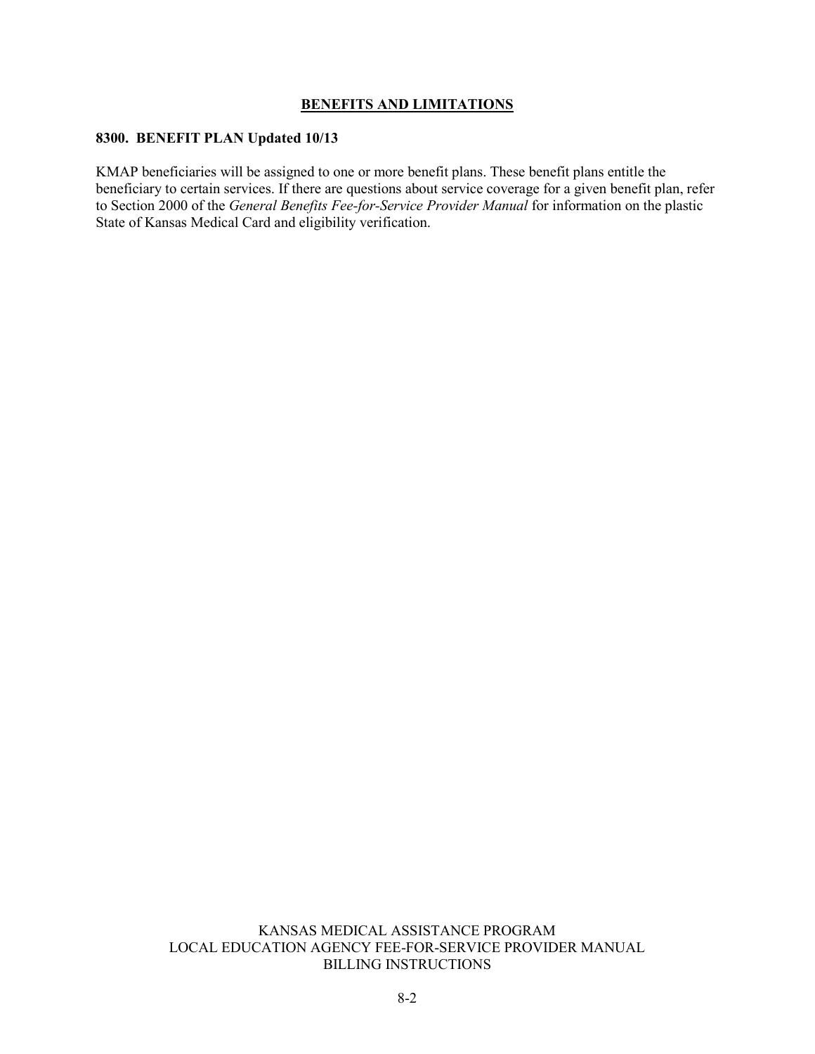# BENEFITS AND LIMITATIONS

## 8300. BENEFIT PLAN Updated 10/13

KMAP beneficiaries will be assigned to one or more benefit plans. These benefit plans entitle the beneficiary to certain services. If there are questions about service coverage for a given benefit plan, refer to Section 2000 of the *General Benefits Fee-for-Service Provider Manual* for information on the plastic State of Kansas Medical Card and eligibility verification.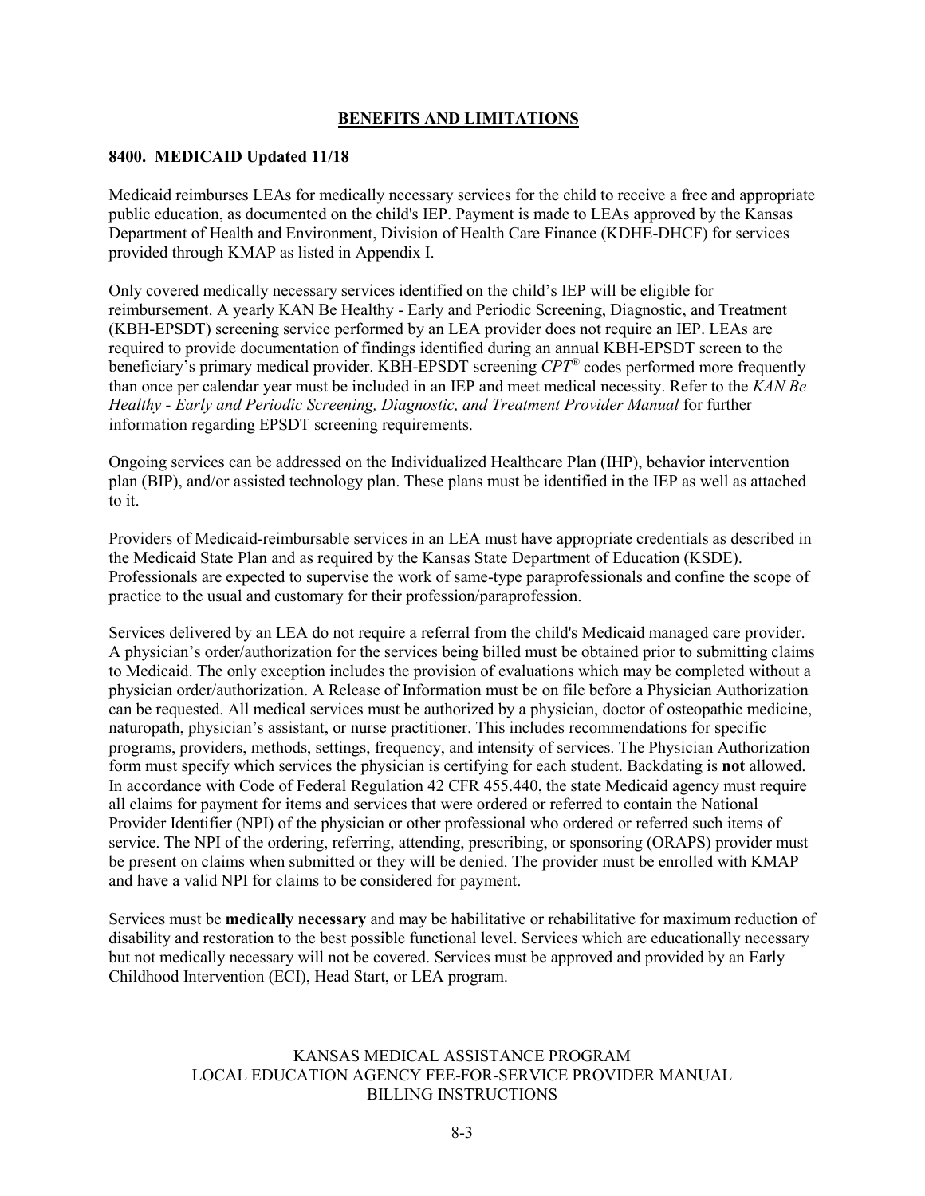## BENEFITS AND LIMITATIONS

### 8400. MEDICAID Updated 11/18

Medicaid reimburses LEAs for medically necessary services for the child to receive a free and appropriate public education, as documented on the child's IEP. Payment is made to LEAs approved by the Kansas Department of Health and Environment, Division of Health Care Finance (KDHE-DHCF) for services provided through KMAP as listed in Appendix I.

Only covered medically necessary services identified on the child's IEP will be eligible for reimbursement. A yearly KAN Be Healthy - Early and Periodic Screening, Diagnostic, and Treatment (KBH-EPSDT) screening service performed by an LEA provider does not require an IEP. LEAs are required to provide documentation of findings identified during an annual KBH-EPSDT screen to the beneficiary's primary medical provider. KBH-EPSDT screening *CPT*® codes performed more frequently than once per calendar year must be included in an IEP and meet medical necessity. Refer to the *KAN Be Healthy - Early and Periodic Screening, Diagnostic, and Treatment Provider Manual* for further information regarding EPSDT screening requirements.

Ongoing services can be addressed on the Individualized Healthcare Plan (IHP), behavior intervention plan (BIP), and/or assisted technology plan. These plans must be identified in the IEP as well as attached to it.

Providers of Medicaid-reimbursable services in an LEA must have appropriate credentials as described in the Medicaid State Plan and as required by the Kansas State Department of Education (KSDE). Professionals are expected to supervise the work of same-type paraprofessionals and confine the scope of practice to the usual and customary for their profession/paraprofession.

Services delivered by an LEA do not require a referral from the child's Medicaid managed care provider. A physician's order/authorization for the services being billed must be obtained prior to submitting claims to Medicaid. The only exception includes the provision of evaluations which may be completed without a physician order/authorization. A Release of Information must be on file before a Physician Authorization can be requested. All medical services must be authorized by a physician, doctor of osteopathic medicine, naturopath, physician's assistant, or nurse practitioner. This includes recommendations for specific programs, providers, methods, settings, frequency, and intensity of services. The Physician Authorization form must specify which services the physician is certifying for each student. Backdating is **not** allowed. In accordance with Code of Federal Regulation 42 CFR 455.440, the state Medicaid agency must require all claims for payment for items and services that were ordered or referred to contain the National Provider Identifier (NPI) of the physician or other professional who ordered or referred such items of service. The NPI of the ordering, referring, attending, prescribing, or sponsoring (ORAPS) provider must be present on claims when submitted or they will be denied. The provider must be enrolled with KMAP and have a valid NPI for claims to be considered for payment.

Services must be **medically necessary** and may be habilitative or rehabilitative for maximum reduction of disability and restoration to the best possible functional level. Services which are educationally necessary but not medically necessary will not be covered. Services must be approved and provided by an Early Childhood Intervention (ECI), Head Start, or LEA program.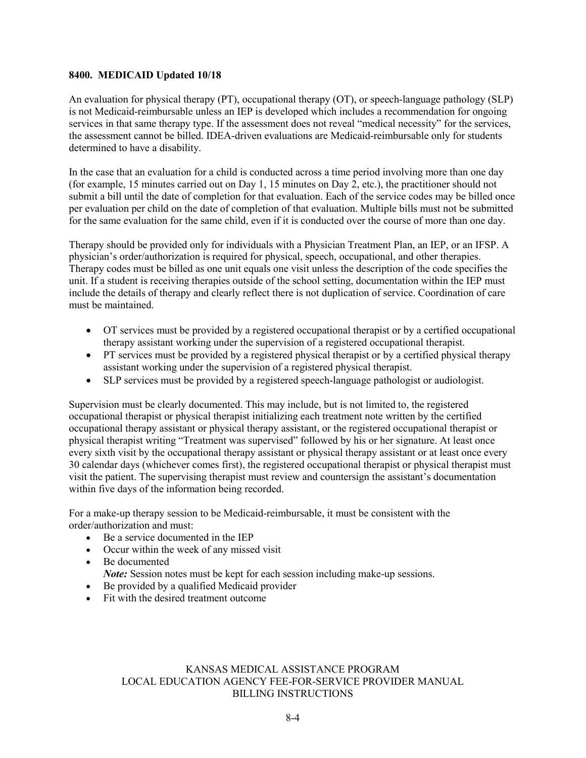**8400. MEDICAID Updated 10/18**

An evaluation for physical therapy (PT), occupational therapy (OT), or speech-language pathology (SLP) is not Medicaid-reimbursable unless an IEP is developed which includes a recommendation for ongoing services in that same therapy type. If the assessment does not reveal "medical necessity" for the services, the assessment cannot be billed. IDEA-driven evaluations are Medicaid-reimbursable only for students determined to have a disability.

In the case that an evaluation for a child is conducted across a time period involving more than one day (for example, 15 minutes carried out on Day 1, 15 minutes on Day 2, etc.), the practitioner should not submit a bill until the date of completion for that evaluation. Each of the service codes may be billed once per evaluation per child on the date of completion of that evaluation. Multiple bills must not be submitted for the same evaluation for the same child, even if it is conducted over the course of more than one day.

Therapy should be provided only for individuals with a Physician Treatment Plan, an IEP, or an IFSP. A physician's order/authorization is required for physical, speech, occupational, and other therapies. Therapy codes must be billed as one unit equals one visit unless the description of the code specifies the unit. If a student is receiving therapies outside of the school setting, documentation within the IEP must include the details of therapy and clearly reflect there is not duplication of service. Coordination of care must be maintained.

- OT services must be provided by a registered occupational therapist or by a certified occupational therapy assistant working under the supervision of a registered occupational therapist.
- PT services must be provided by a registered physical therapist or by a certified physical therapy assistant working under the supervision of a registered physical therapist.
- SLP services must be provided by a registered speech-language pathologist or audiologist.

Supervision must be clearly documented. This may include, but is not limited to, the registered occupational therapist or physical therapist initializing each treatment note written by the certified occupational therapy assistant or physical therapy assistant, or the registered occupational therapist or physical therapist writing "Treatment was supervised" followed by his or her signature. At least once every sixth visit by the occupational therapy assistant or physical therapy assistant or at least once every 30 calendar days (whichever comes first), the registered occupational therapist or physical therapist must visit the patient. The supervising therapist must review and countersign the assistant's documentation within five days of the information being recorded.

For a make-up therapy session to be Medicaid-reimbursable, it must be consistent with the order/authorization and must:

- Be a service documented in the IEP
- Occur within the week of any missed visit
- Be documented
  *Note:* Session notes must be kept for each session including make-up sessions.
- Be provided by a qualified Medicaid provider
- Fit with the desired treatment outcome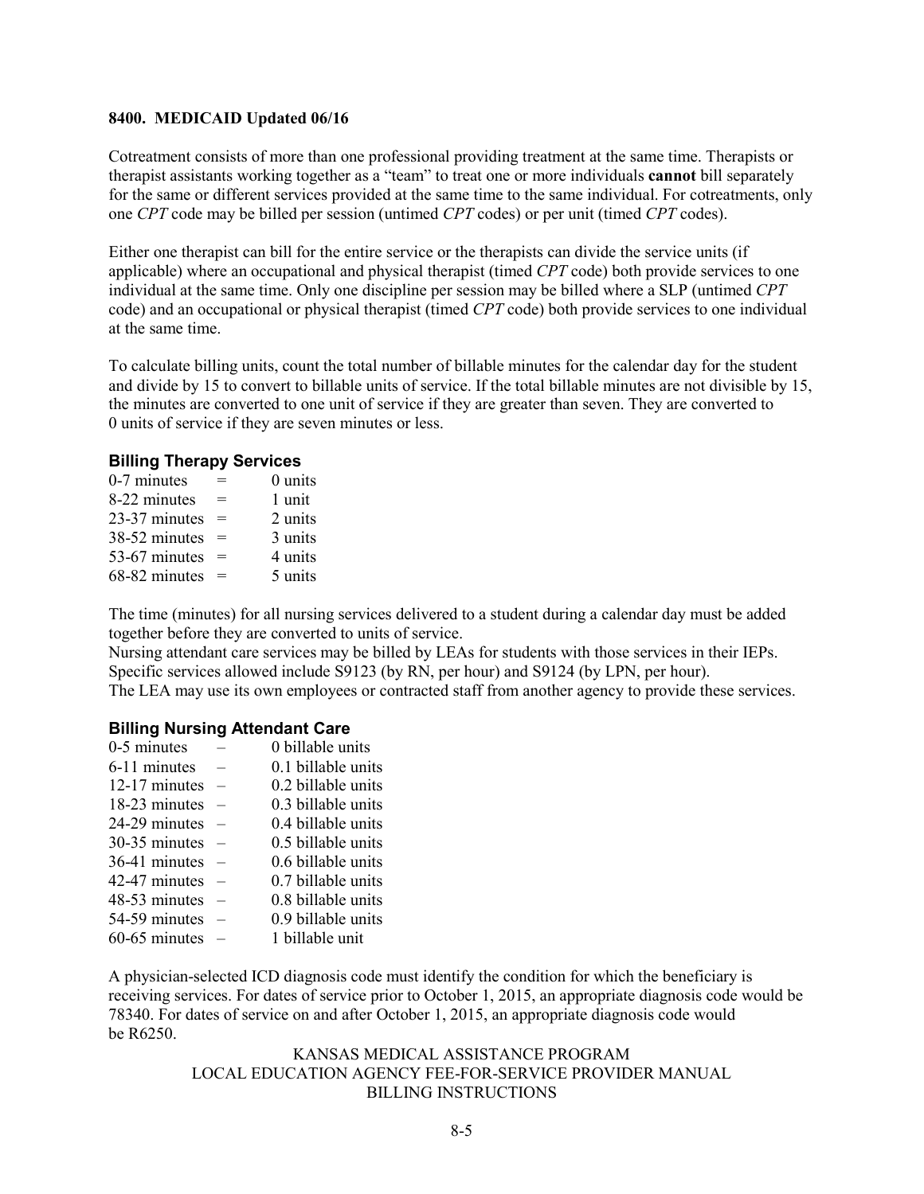**8400. MEDICAID Updated 06/16**

Cotreatment consists of more than one professional providing treatment at the same time. Therapists or therapist assistants working together as a "team" to treat one or more individuals **cannot** bill separately for the same or different services provided at the same time to the same individual. For cotreatments, only one *CPT* code may be billed per session (untimed *CPT* codes) or per unit (timed *CPT* codes).

Either one therapist can bill for the entire service or the therapists can divide the service units (if applicable) where an occupational and physical therapist (timed *CPT* code) both provide services to one individual at the same time. Only one discipline per session may be billed where a SLP (untimed *CPT* code) and an occupational or physical therapist (timed *CPT* code) both provide services to one individual at the same time.

To calculate billing units, count the total number of billable minutes for the calendar day for the student and divide by 15 to convert to billable units of service. If the total billable minutes are not divisible by 15, the minutes are converted to one unit of service if they are greater than seven. They are converted to 0 units of service if they are seven minutes or less.

### Billing Therapy Services

| | | |
|---|---|---|
| 0-7 minutes | = | 0 units |
| 8-22 minutes | = | 1 unit |
| 23-37 minutes | = | 2 units |
| 38-52 minutes | = | 3 units |
| 53-67 minutes | = | 4 units |
| 68-82 minutes | = | 5 units |

The time (minutes) for all nursing services delivered to a student during a calendar day must be added together before they are converted to units of service.
Nursing attendant care services may be billed by LEAs for students with those services in their IEPs. Specific services allowed include S9123 (by RN, per hour) and S9124 (by LPN, per hour).
The LEA may use its own employees or contracted staff from another agency to provide these services.

### Billing Nursing Attendant Care

| | | |
|---|---|---|
| 0-5 minutes | – | 0 billable units |
| 6-11 minutes | – | 0.1 billable units |
| 12-17 minutes | – | 0.2 billable units |
| 18-23 minutes | – | 0.3 billable units |
| 24-29 minutes | – | 0.4 billable units |
| 30-35 minutes | – | 0.5 billable units |
| 36-41 minutes | – | 0.6 billable units |
| 42-47 minutes | – | 0.7 billable units |
| 48-53 minutes | – | 0.8 billable units |
| 54-59 minutes | – | 0.9 billable units |
| 60-65 minutes | – | 1 billable unit |

A physician-selected ICD diagnosis code must identify the condition for which the beneficiary is receiving services. For dates of service prior to October 1, 2015, an appropriate diagnosis code would be 78340. For dates of service on and after October 1, 2015, an appropriate diagnosis code would be R6250.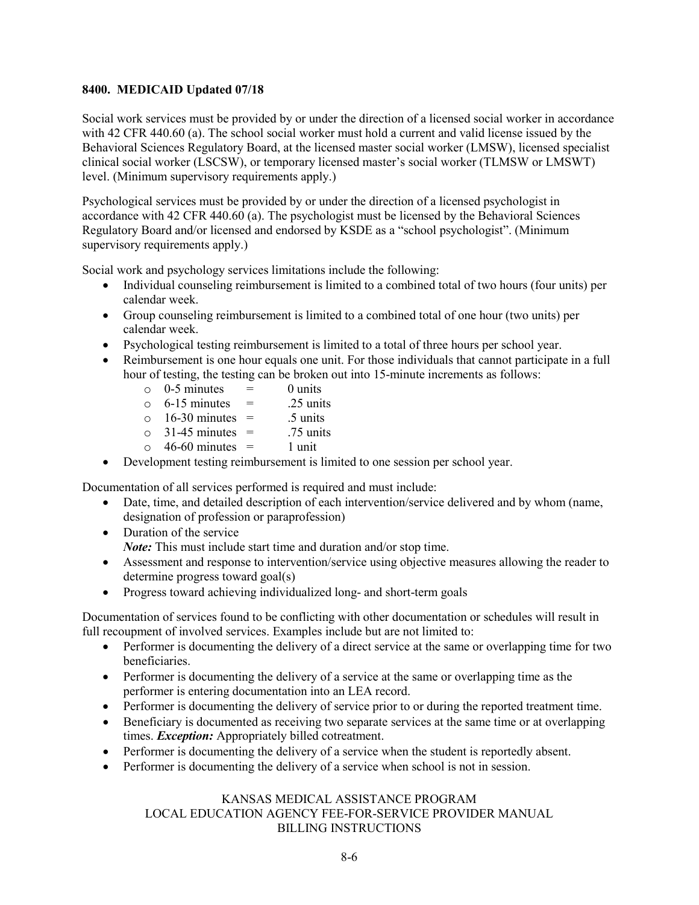**8400. MEDICAID Updated 07/18**

Social work services must be provided by or under the direction of a licensed social worker in accordance with 42 CFR 440.60 (a). The school social worker must hold a current and valid license issued by the Behavioral Sciences Regulatory Board, at the licensed master social worker (LMSW), licensed specialist clinical social worker (LSCSW), or temporary licensed master's social worker (TLMSW or LMSWT) level. (Minimum supervisory requirements apply.)

Psychological services must be provided by or under the direction of a licensed psychologist in accordance with 42 CFR 440.60 (a). The psychologist must be licensed by the Behavioral Sciences Regulatory Board and/or licensed and endorsed by KSDE as a "school psychologist". (Minimum supervisory requirements apply.)

Social work and psychology services limitations include the following:

- Individual counseling reimbursement is limited to a combined total of two hours (four units) per calendar week.
- Group counseling reimbursement is limited to a combined total of one hour (two units) per calendar week.
- Psychological testing reimbursement is limited to a total of three hours per school year.
- Reimbursement is one hour equals one unit. For those individuals that cannot participate in a full hour of testing, the testing can be broken out into 15-minute increments as follows:
  - 0-5 minutes = 0 units
  - 6-15 minutes = .25 units
  - 16-30 minutes = .5 units
  - 31-45 minutes = .75 units
  - 46-60 minutes = 1 unit
- Development testing reimbursement is limited to one session per school year.

Documentation of all services performed is required and must include:

- Date, time, and detailed description of each intervention/service delivered and by whom (name, designation of profession or paraprofession)
- Duration of the service
  ***Note:*** This must include start time and duration and/or stop time.
- Assessment and response to intervention/service using objective measures allowing the reader to determine progress toward goal(s)
- Progress toward achieving individualized long- and short-term goals

Documentation of services found to be conflicting with other documentation or schedules will result in full recoupment of involved services. Examples include but are not limited to:

- Performer is documenting the delivery of a direct service at the same or overlapping time for two beneficiaries.
- Performer is documenting the delivery of a service at the same or overlapping time as the performer is entering documentation into an LEA record.
- Performer is documenting the delivery of service prior to or during the reported treatment time.
- Beneficiary is documented as receiving two separate services at the same time or at overlapping times. ***Exception:*** Appropriately billed cotreatment.
- Performer is documenting the delivery of a service when the student is reportedly absent.
- Performer is documenting the delivery of a service when school is not in session.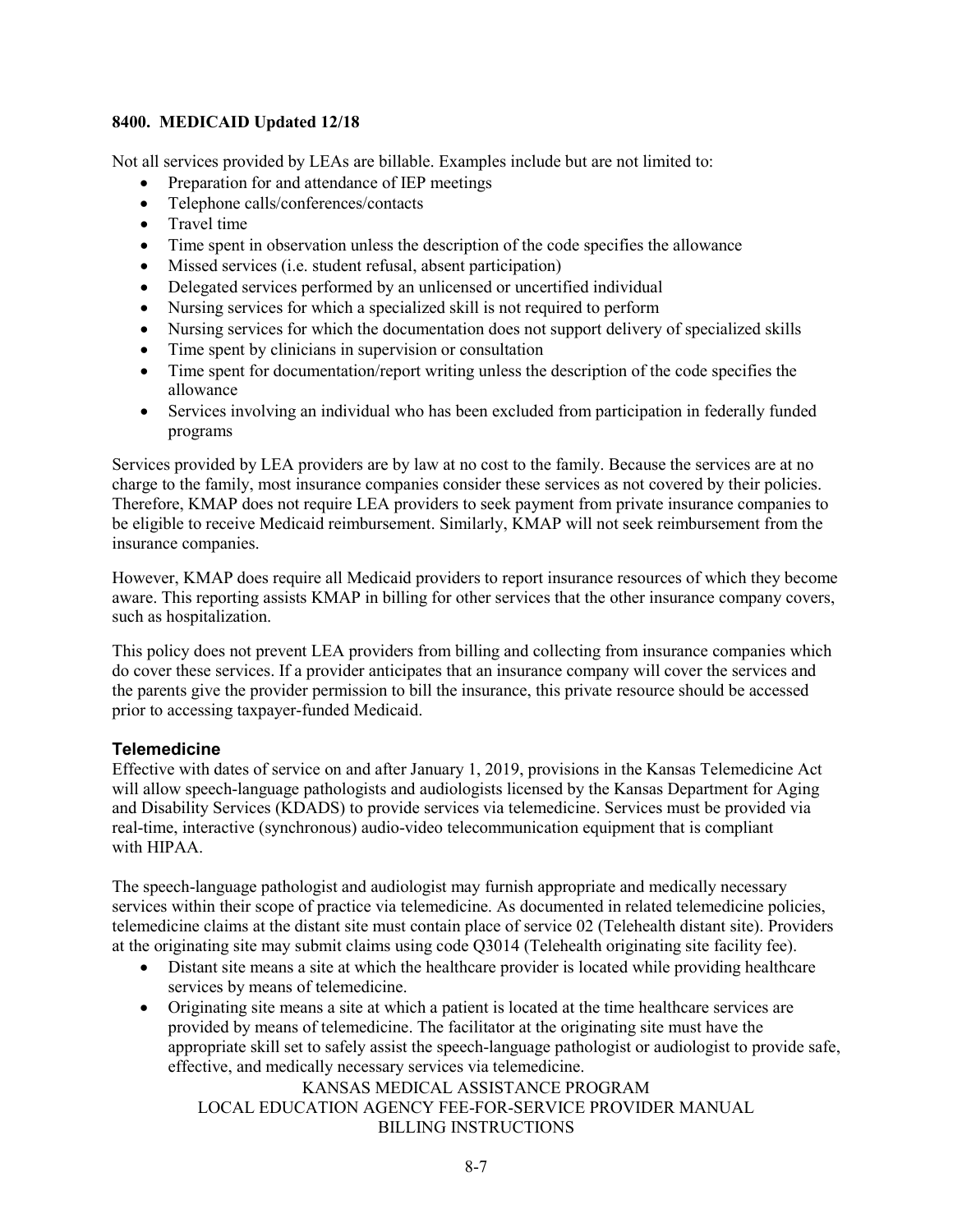**8400. MEDICAID Updated 12/18**

Not all services provided by LEAs are billable. Examples include but are not limited to:

- Preparation for and attendance of IEP meetings
- Telephone calls/conferences/contacts
- Travel time
- Time spent in observation unless the description of the code specifies the allowance
- Missed services (i.e. student refusal, absent participation)
- Delegated services performed by an unlicensed or uncertified individual
- Nursing services for which a specialized skill is not required to perform
- Nursing services for which the documentation does not support delivery of specialized skills
- Time spent by clinicians in supervision or consultation
- Time spent for documentation/report writing unless the description of the code specifies the allowance
- Services involving an individual who has been excluded from participation in federally funded programs

Services provided by LEA providers are by law at no cost to the family. Because the services are at no charge to the family, most insurance companies consider these services as not covered by their policies. Therefore, KMAP does not require LEA providers to seek payment from private insurance companies to be eligible to receive Medicaid reimbursement. Similarly, KMAP will not seek reimbursement from the insurance companies.

However, KMAP does require all Medicaid providers to report insurance resources of which they become aware. This reporting assists KMAP in billing for other services that the other insurance company covers, such as hospitalization.

This policy does not prevent LEA providers from billing and collecting from insurance companies which do cover these services. If a provider anticipates that an insurance company will cover the services and the parents give the provider permission to bill the insurance, this private resource should be accessed prior to accessing taxpayer-funded Medicaid.

### Telemedicine

Effective with dates of service on and after January 1, 2019, provisions in the Kansas Telemedicine Act will allow speech-language pathologists and audiologists licensed by the Kansas Department for Aging and Disability Services (KDADS) to provide services via telemedicine. Services must be provided via real-time, interactive (synchronous) audio-video telecommunication equipment that is compliant with HIPAA.

The speech-language pathologist and audiologist may furnish appropriate and medically necessary services within their scope of practice via telemedicine. As documented in related telemedicine policies, telemedicine claims at the distant site must contain place of service 02 (Telehealth distant site). Providers at the originating site may submit claims using code Q3014 (Telehealth originating site facility fee).

- Distant site means a site at which the healthcare provider is located while providing healthcare services by means of telemedicine.
- Originating site means a site at which a patient is located at the time healthcare services are provided by means of telemedicine. The facilitator at the originating site must have the appropriate skill set to safely assist the speech-language pathologist or audiologist to provide safe, effective, and medically necessary services via telemedicine.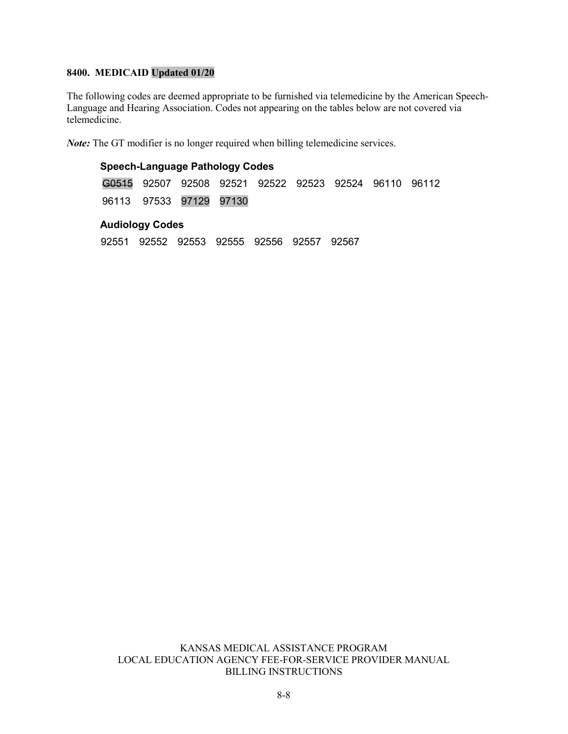**8400. MEDICAID Updated 01/20**

The following codes are deemed appropriate to be furnished via telemedicine by the American Speech-Language and Hearing Association. Codes not appearing on the tables below are not covered via telemedicine.

***Note:*** The GT modifier is no longer required when billing telemedicine services.

**Speech-Language Pathology Codes**

| | | | | | | | | |
|---|---|---|---|---|---|---|---|---|
| ~~G0515~~ | 92507 | 92508 | 92521 | 92522 | 92523 | 92524 | 96110 | 96112 |
| 96113 | 97533 | 97129 | 97130 | | | | | |

**Audiology Codes**

| | | | | | | |
|---|---|---|---|---|---|---|
| 92551 | 92552 | 92553 | 92555 | 92556 | 92557 | 92567 |

KANSAS MEDICAL ASSISTANCE PROGRAM
LOCAL EDUCATION AGENCY FEE-FOR-SERVICE PROVIDER MANUAL
BILLING INSTRUCTIONS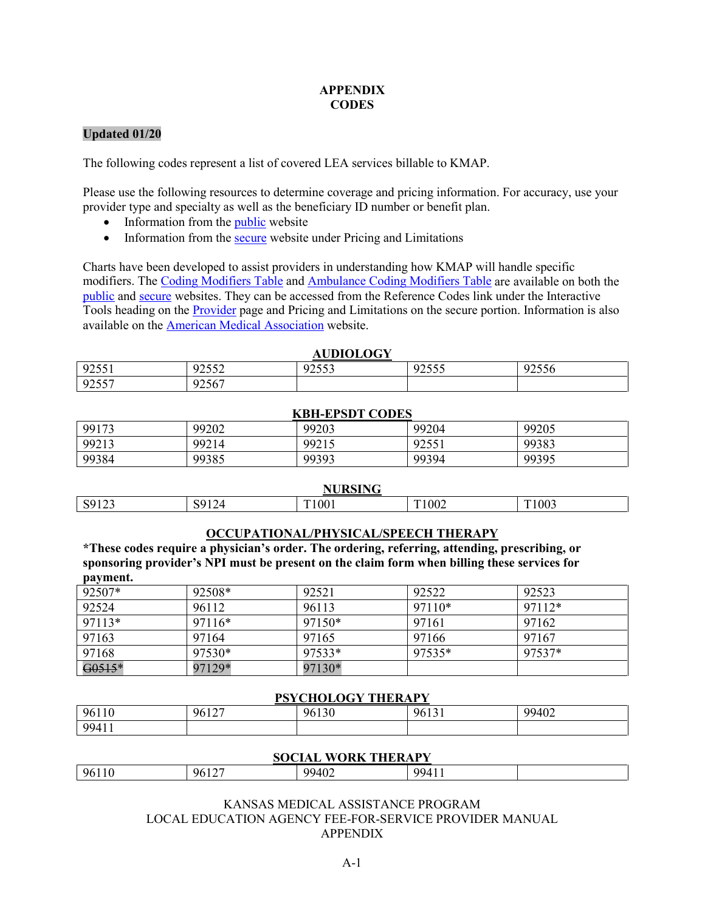**APPENDIX**
**CODES**

**Updated 01/20**

The following codes represent a list of covered LEA services billable to KMAP.

Please use the following resources to determine coverage and pricing information. For accuracy, use your provider type and specialty as well as the beneficiary ID number or benefit plan.

- Information from the public website
- Information from the secure website under Pricing and Limitations

Charts have been developed to assist providers in understanding how KMAP will handle specific modifiers. The Coding Modifiers Table and Ambulance Coding Modifiers Table are available on both the public and secure websites. They can be accessed from the Reference Codes link under the Interactive Tools heading on the Provider page and Pricing and Limitations on the secure portion. Information is also available on the American Medical Association website.

**AUDIOLOGY**

| | | | | |
|---|---|---|---|---|
| 92551 | 92552 | 92553 | 92555 | 92556 |
| 92557 | 92567 | | | |

**KBH-EPSDT CODES**

| | | | | |
|---|---|---|---|---|
| 99173 | 99202 | 99203 | 99204 | 99205 |
| 99213 | 99214 | 99215 | 92551 | 99383 |
| 99384 | 99385 | 99393 | 99394 | 99395 |

**NURSING**

| | | | | |
|---|---|---|---|---|
| S9123 | S9124 | T1001 | T1002 | T1003 |

**OCCUPATIONAL/PHYSICAL/SPEECH THERAPY**

***These codes require a physician's order. The ordering, referring, attending, prescribing, or sponsoring provider's NPI must be present on the claim form when billing these services for payment.**

| | | | | |
|---|---|---|---|---|
| 92507* | 92508* | 92521 | 92522 | 92523 |
| 92524 | 96112 | 96113 | 97110* | 97112* |
| 97113* | 97116* | 97150* | 97161 | 97162 |
| 97163 | 97164 | 97165 | 97166 | 97167 |
| 97168 | 97530* | 97533* | 97535* | 97537* |
| ~~G0515~~* | 97129* | 97130* | | |

**PSYCHOLOGY THERAPY**

| | | | | |
|---|---|---|---|---|
| 96110 | 96127 | 96130 | 96131 | 99402 |
| 99411 | | | | |

**SOCIAL WORK THERAPY**

| | | | | |
|---|---|---|---|---|
| 96110 | 96127 | 99402 | 99411 | |